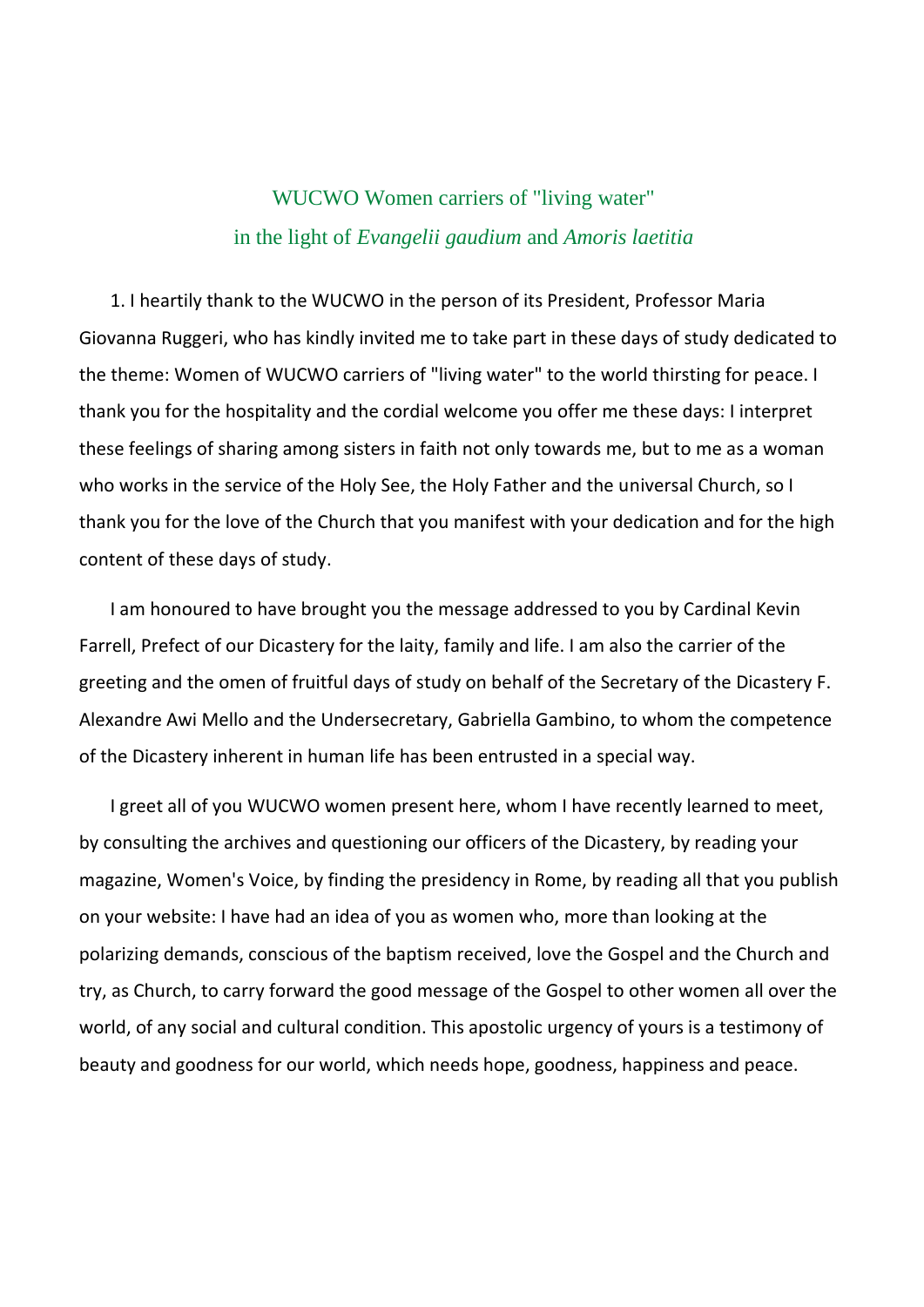# WUCWO Women carriers of "living water" in the light of *Evangelii gaudium* and *Amoris laetitia*

1. I heartily thank to the WUCWO in the person of its President, Professor Maria Giovanna Ruggeri, who has kindly invited me to take part in these days of study dedicated to the theme: Women of WUCWO carriers of "living water" to the world thirsting for peace. I thank you for the hospitality and the cordial welcome you offer me these days: I interpret these feelings of sharing among sisters in faith not only towards me, but to me as a woman who works in the service of the Holy See, the Holy Father and the universal Church, so I thank you for the love of the Church that you manifest with your dedication and for the high content of these days of study.

I am honoured to have brought you the message addressed to you by Cardinal Kevin Farrell, Prefect of our Dicastery for the laity, family and life. I am also the carrier of the greeting and the omen of fruitful days of study on behalf of the Secretary of the Dicastery F. Alexandre Awi Mello and the Undersecretary, Gabriella Gambino, to whom the competence of the Dicastery inherent in human life has been entrusted in a special way.

I greet all of you WUCWO women present here, whom I have recently learned to meet, by consulting the archives and questioning our officers of the Dicastery, by reading your magazine, Women's Voice, by finding the presidency in Rome, by reading all that you publish on your website: I have had an idea of you as women who, more than looking at the polarizing demands, conscious of the baptism received, love the Gospel and the Church and try, as Church, to carry forward the good message of the Gospel to other women all over the world, of any social and cultural condition. This apostolic urgency of yours is a testimony of beauty and goodness for our world, which needs hope, goodness, happiness and peace.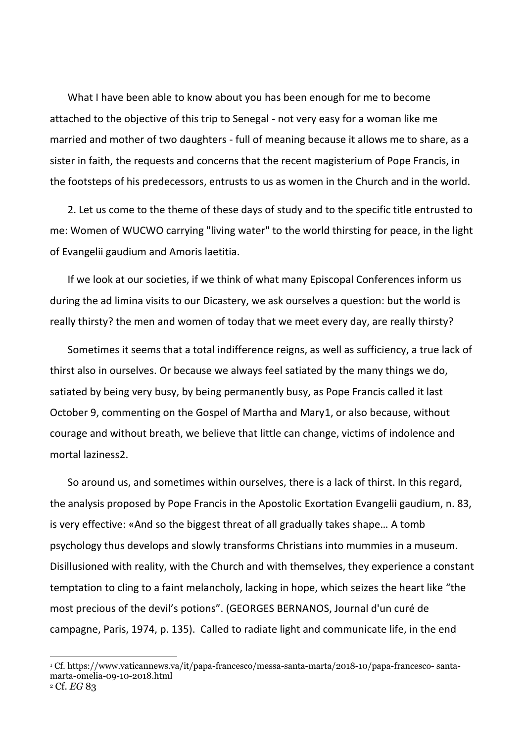What I have been able to know about you has been enough for me to become attached to the objective of this trip to Senegal - not very easy for a woman like me married and mother of two daughters - full of meaning because it allows me to share, as a sister in faith, the requests and concerns that the recent magisterium of Pope Francis, in the footsteps of his predecessors, entrusts to us as women in the Church and in the world.

2. Let us come to the theme of these days of study and to the specific title entrusted to me: Women of WUCWO carrying "living water" to the world thirsting for peace, in the light of Evangelii gaudium and Amoris laetitia.

If we look at our societies, if we think of what many Episcopal Conferences inform us during the ad limina visits to our Dicastery, we ask ourselves a question: but the world is really thirsty? the men and women of today that we meet every day, are really thirsty?

Sometimes it seems that a total indifference reigns, as well as sufficiency, a true lack of thirst also in ourselves. Or because we always feel satiated by the many things we do, satiated by being very busy, by being permanently busy, as Pope Francis called it last October 9, commenting on the Gospel of Martha and Mary[1], or also because, without courage and without breath, we believe that little can change, victims of indolence and mortal laziness[2].

So around us, and sometimes within ourselves, there is a lack of thirst. In this regard, the analysis proposed by Pope Francis in the Apostolic Exortation Evangelii gaudium, n. 83, is very effective: «And so the biggest threat of all gradually takes shape… A tomb psychology thus develops and slowly transforms Christians into mummies in a museum. Disillusioned with reality, with the Church and with themselves, they experience a constant temptation to cling to a faint melancholy, lacking in hope, which seizes the heart like "the most precious of the devil's potions". (GEORGES BERNANOS, Journal d'un curé de campagne, Paris, 1974, p. 135). Called to radiate light and communicate life, in the end

[1] Cf. https://www.vaticannews.va/it/papa-francesco/messa-santa-marta/2018-10/papa-francesco- santa-marta-omelia-09-10-2018.html

[2] Cf. *EG* 83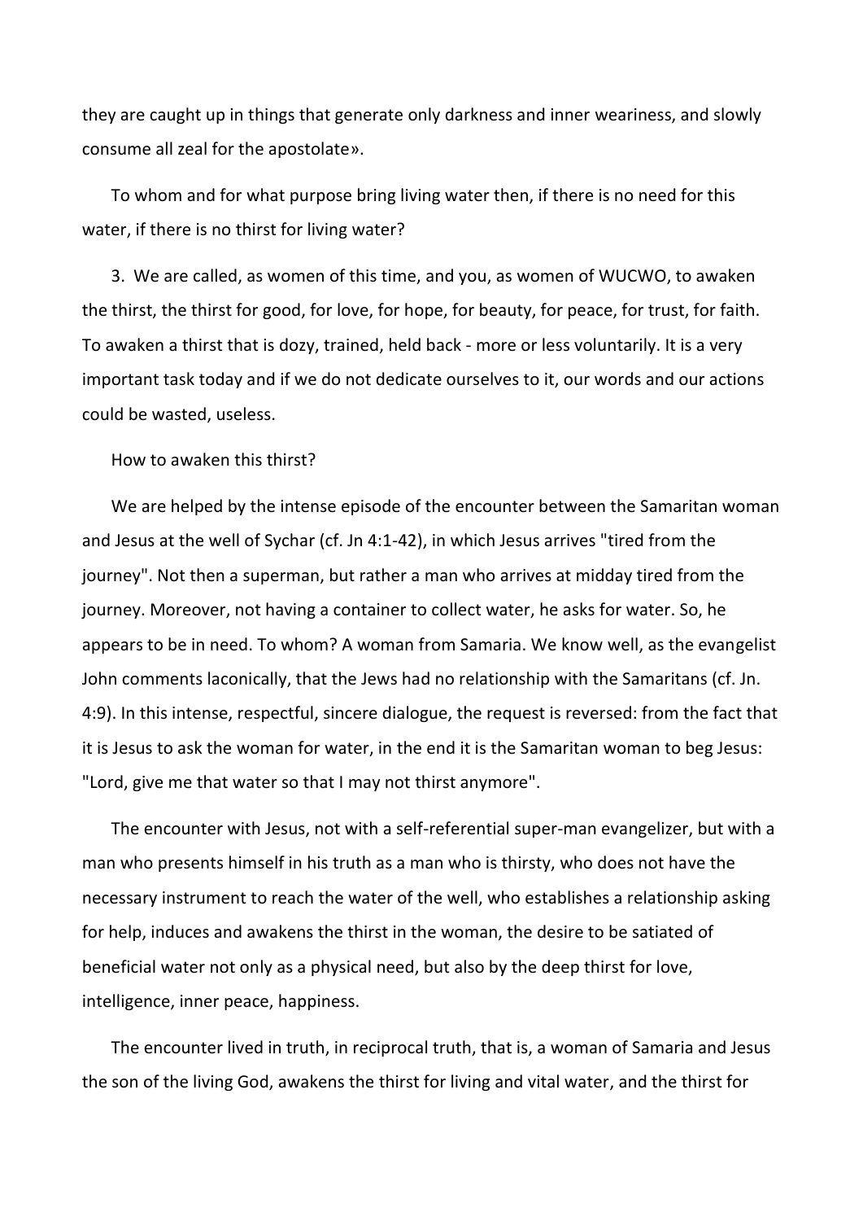they are caught up in things that generate only darkness and inner weariness, and slowly consume all zeal for the apostolate».

To whom and for what purpose bring living water then, if there is no need for this water, if there is no thirst for living water?

3. We are called, as women of this time, and you, as women of WUCWO, to awaken the thirst, the thirst for good, for love, for hope, for beauty, for peace, for trust, for faith. To awaken a thirst that is dozy, trained, held back - more or less voluntarily. It is a very important task today and if we do not dedicate ourselves to it, our words and our actions could be wasted, useless.

How to awaken this thirst?

We are helped by the intense episode of the encounter between the Samaritan woman and Jesus at the well of Sychar (cf. Jn 4:1-42), in which Jesus arrives "tired from the journey". Not then a superman, but rather a man who arrives at midday tired from the journey. Moreover, not having a container to collect water, he asks for water. So, he appears to be in need. To whom? A woman from Samaria. We know well, as the evangelist John comments laconically, that the Jews had no relationship with the Samaritans (cf. Jn. 4:9). In this intense, respectful, sincere dialogue, the request is reversed: from the fact that it is Jesus to ask the woman for water, in the end it is the Samaritan woman to beg Jesus: "Lord, give me that water so that I may not thirst anymore".

The encounter with Jesus, not with a self-referential super-man evangelizer, but with a man who presents himself in his truth as a man who is thirsty, who does not have the necessary instrument to reach the water of the well, who establishes a relationship asking for help, induces and awakens the thirst in the woman, the desire to be satiated of beneficial water not only as a physical need, but also by the deep thirst for love, intelligence, inner peace, happiness.

The encounter lived in truth, in reciprocal truth, that is, a woman of Samaria and Jesus the son of the living God, awakens the thirst for living and vital water, and the thirst for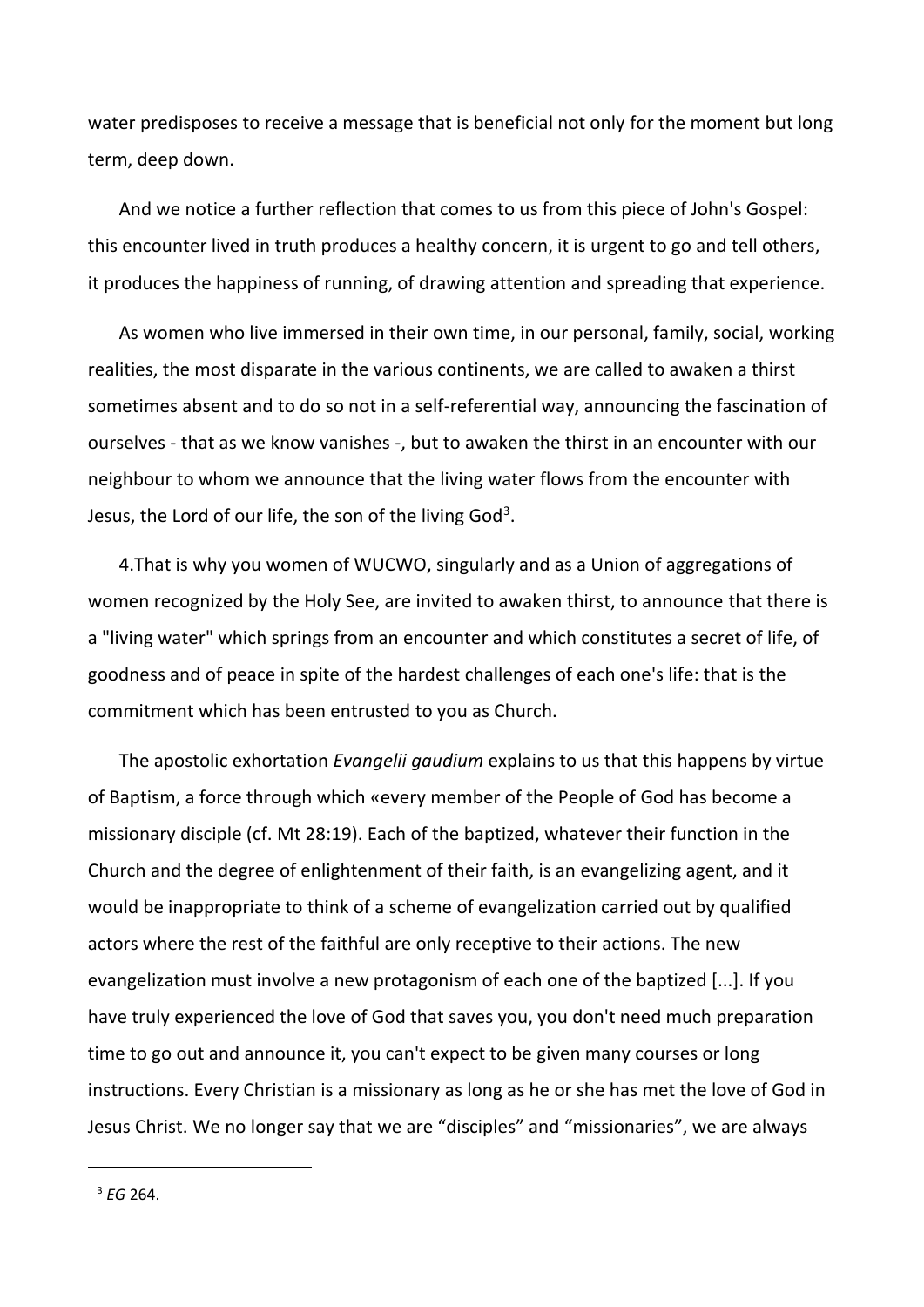water predisposes to receive a message that is beneficial not only for the moment but long term, deep down.

And we notice a further reflection that comes to us from this piece of John's Gospel: this encounter lived in truth produces a healthy concern, it is urgent to go and tell others, it produces the happiness of running, of drawing attention and spreading that experience.

As women who live immersed in their own time, in our personal, family, social, working realities, the most disparate in the various continents, we are called to awaken a thirst sometimes absent and to do so not in a self-referential way, announcing the fascination of ourselves - that as we know vanishes -, but to awaken the thirst in an encounter with our neighbour to whom we announce that the living water flows from the encounter with Jesus, the Lord of our life, the son of the living God[3].

4.That is why you women of WUCWO, singularly and as a Union of aggregations of women recognized by the Holy See, are invited to awaken thirst, to announce that there is a "living water" which springs from an encounter and which constitutes a secret of life, of goodness and of peace in spite of the hardest challenges of each one's life: that is the commitment which has been entrusted to you as Church.

The apostolic exhortation *Evangelii gaudium* explains to us that this happens by virtue of Baptism, a force through which «every member of the People of God has become a missionary disciple (cf. Mt 28:19). Each of the baptized, whatever their function in the Church and the degree of enlightenment of their faith, is an evangelizing agent, and it would be inappropriate to think of a scheme of evangelization carried out by qualified actors where the rest of the faithful are only receptive to their actions. The new evangelization must involve a new protagonism of each one of the baptized [...]. If you have truly experienced the love of God that saves you, you don't need much preparation time to go out and announce it, you can't expect to be given many courses or long instructions. Every Christian is a missionary as long as he or she has met the love of God in Jesus Christ. We no longer say that we are “disciples” and “missionaries”, we are always

[3] *EG* 264.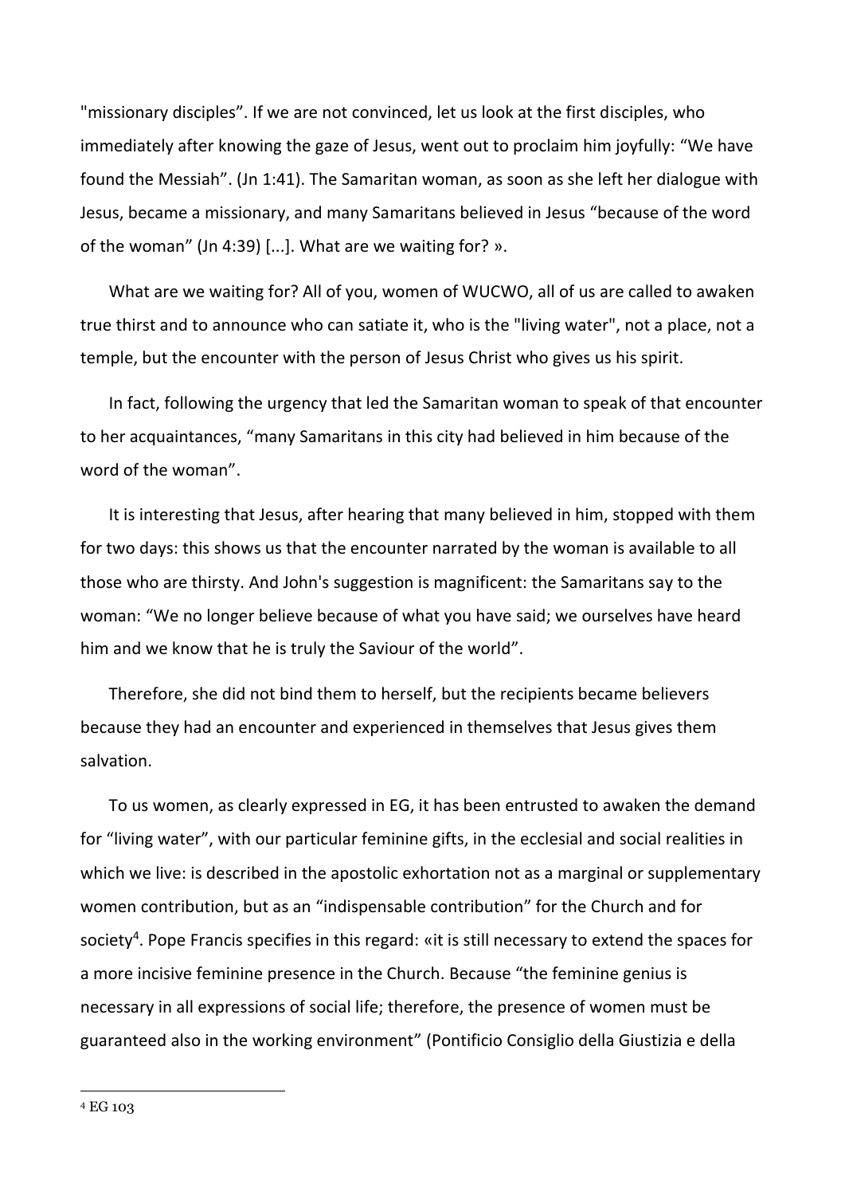"missionary disciples". If we are not convinced, let us look at the first disciples, who immediately after knowing the gaze of Jesus, went out to proclaim him joyfully: "We have found the Messiah". (Jn 1:41). The Samaritan woman, as soon as she left her dialogue with Jesus, became a missionary, and many Samaritans believed in Jesus "because of the word of the woman" (Jn 4:39) [...]. What are we waiting for? ».

What are we waiting for? All of you, women of WUCWO, all of us are called to awaken true thirst and to announce who can satiate it, who is the "living water", not a place, not a temple, but the encounter with the person of Jesus Christ who gives us his spirit.

In fact, following the urgency that led the Samaritan woman to speak of that encounter to her acquaintances, "many Samaritans in this city had believed in him because of the word of the woman".

It is interesting that Jesus, after hearing that many believed in him, stopped with them for two days: this shows us that the encounter narrated by the woman is available to all those who are thirsty. And John's suggestion is magnificent: the Samaritans say to the woman: "We no longer believe because of what you have said; we ourselves have heard him and we know that he is truly the Saviour of the world".

Therefore, she did not bind them to herself, but the recipients became believers because they had an encounter and experienced in themselves that Jesus gives them salvation.

To us women, as clearly expressed in EG, it has been entrusted to awaken the demand for "living water", with our particular feminine gifts, in the ecclesial and social realities in which we live: is described in the apostolic exhortation not as a marginal or supplementary women contribution, but as an "indispensable contribution" for the Church and for society[4]. Pope Francis specifies in this regard: «it is still necessary to extend the spaces for a more incisive feminine presence in the Church. Because "the feminine genius is necessary in all expressions of social life; therefore, the presence of women must be guaranteed also in the working environment" (Pontificio Consiglio della Giustizia e della

---

[4] EG 103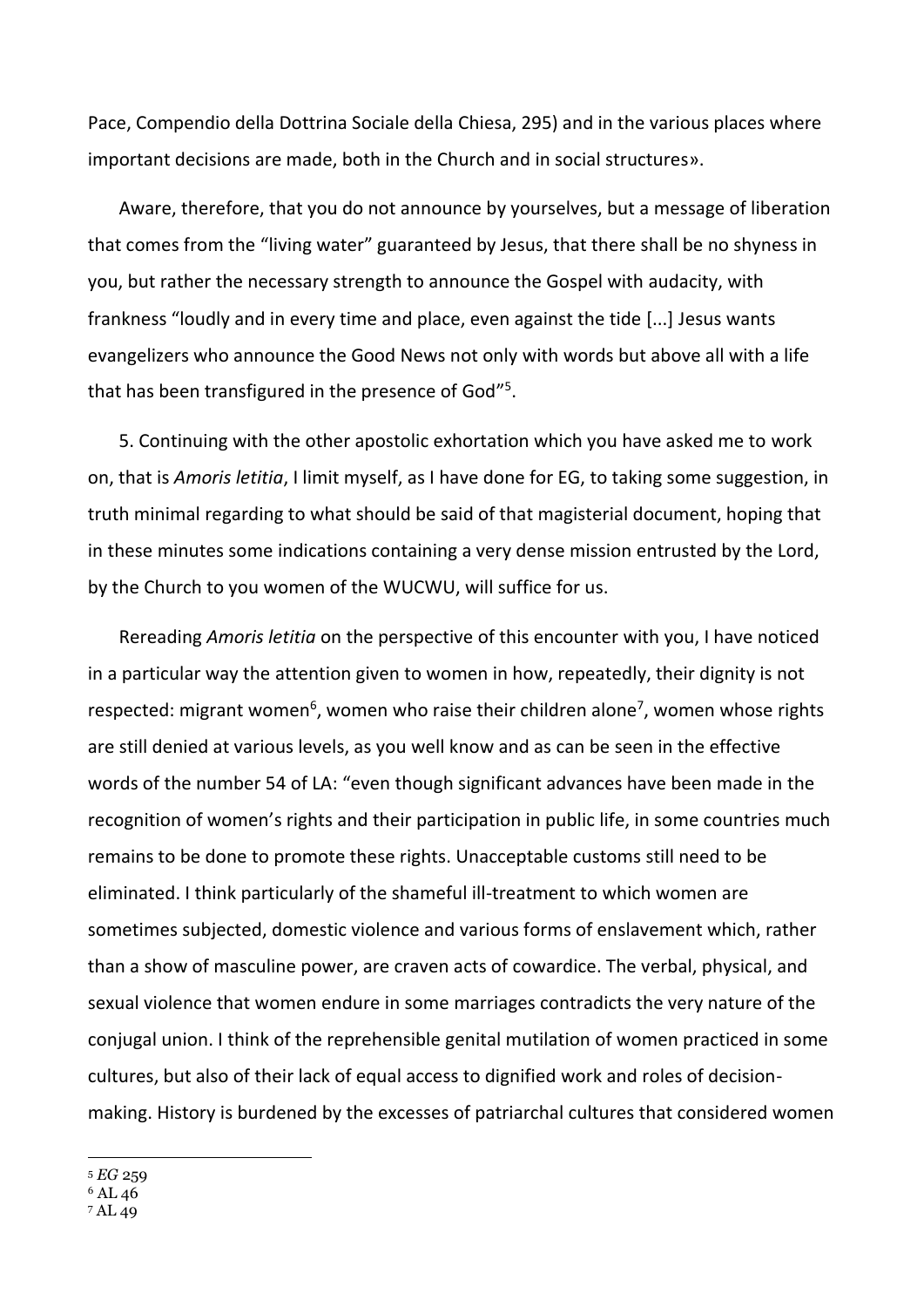Pace, Compendio della Dottrina Sociale della Chiesa, 295) and in the various places where important decisions are made, both in the Church and in social structures».

Aware, therefore, that you do not announce by yourselves, but a message of liberation that comes from the "living water" guaranteed by Jesus, that there shall be no shyness in you, but rather the necessary strength to announce the Gospel with audacity, with frankness "loudly and in every time and place, even against the tide [...] Jesus wants evangelizers who announce the Good News not only with words but above all with a life that has been transfigured in the presence of God"[5].

5. Continuing with the other apostolic exhortation which you have asked me to work on, that is *Amoris letitia*, I limit myself, as I have done for EG, to taking some suggestion, in truth minimal regarding to what should be said of that magisterial document, hoping that in these minutes some indications containing a very dense mission entrusted by the Lord, by the Church to you women of the WUCWU, will suffice for us.

Rereading *Amoris letitia* on the perspective of this encounter with you, I have noticed in a particular way the attention given to women in how, repeatedly, their dignity is not respected: migrant women[6], women who raise their children alone[7], women whose rights are still denied at various levels, as you well know and as can be seen in the effective words of the number 54 of LA: "even though significant advances have been made in the recognition of women's rights and their participation in public life, in some countries much remains to be done to promote these rights. Unacceptable customs still need to be eliminated. I think particularly of the shameful ill-treatment to which women are sometimes subjected, domestic violence and various forms of enslavement which, rather than a show of masculine power, are craven acts of cowardice. The verbal, physical, and sexual violence that women endure in some marriages contradicts the very nature of the conjugal union. I think of the reprehensible genital mutilation of women practiced in some cultures, but also of their lack of equal access to dignified work and roles of decision-making. History is burdened by the excesses of patriarchal cultures that considered women

---

[5] *EG* 259
[6] AL 46
[7] AL 49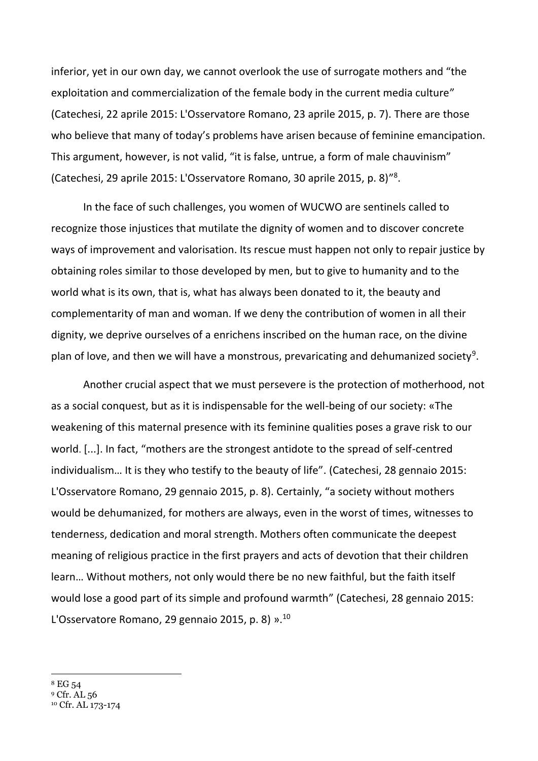inferior, yet in our own day, we cannot overlook the use of surrogate mothers and "the exploitation and commercialization of the female body in the current media culture" (Catechesi, 22 aprile 2015: L'Osservatore Romano, 23 aprile 2015, p. 7). There are those who believe that many of today's problems have arisen because of feminine emancipation. This argument, however, is not valid, "it is false, untrue, a form of male chauvinism" (Catechesi, 29 aprile 2015: L'Osservatore Romano, 30 aprile 2015, p. 8)"[8].

In the face of such challenges, you women of WUCWO are sentinels called to recognize those injustices that mutilate the dignity of women and to discover concrete ways of improvement and valorisation. Its rescue must happen not only to repair justice by obtaining roles similar to those developed by men, but to give to humanity and to the world what is its own, that is, what has always been donated to it, the beauty and complementarity of man and woman. If we deny the contribution of women in all their dignity, we deprive ourselves of a enrichens inscribed on the human race, on the divine plan of love, and then we will have a monstrous, prevaricating and dehumanized society[9].

Another crucial aspect that we must persevere is the protection of motherhood, not as a social conquest, but as it is indispensable for the well-being of our society: «The weakening of this maternal presence with its feminine qualities poses a grave risk to our world. [...]. In fact, "mothers are the strongest antidote to the spread of self-centred individualism… It is they who testify to the beauty of life". (Catechesi, 28 gennaio 2015: L'Osservatore Romano, 29 gennaio 2015, p. 8). Certainly, "a society without mothers would be dehumanized, for mothers are always, even in the worst of times, witnesses to tenderness, dedication and moral strength. Mothers often communicate the deepest meaning of religious practice in the first prayers and acts of devotion that their children learn… Without mothers, not only would there be no new faithful, but the faith itself would lose a good part of its simple and profound warmth" (Catechesi, 28 gennaio 2015: L'Osservatore Romano, 29 gennaio 2015, p. 8) ».[10]

---

[8] EG 54

[9] Cfr. AL 56

[10] Cfr. AL 173-174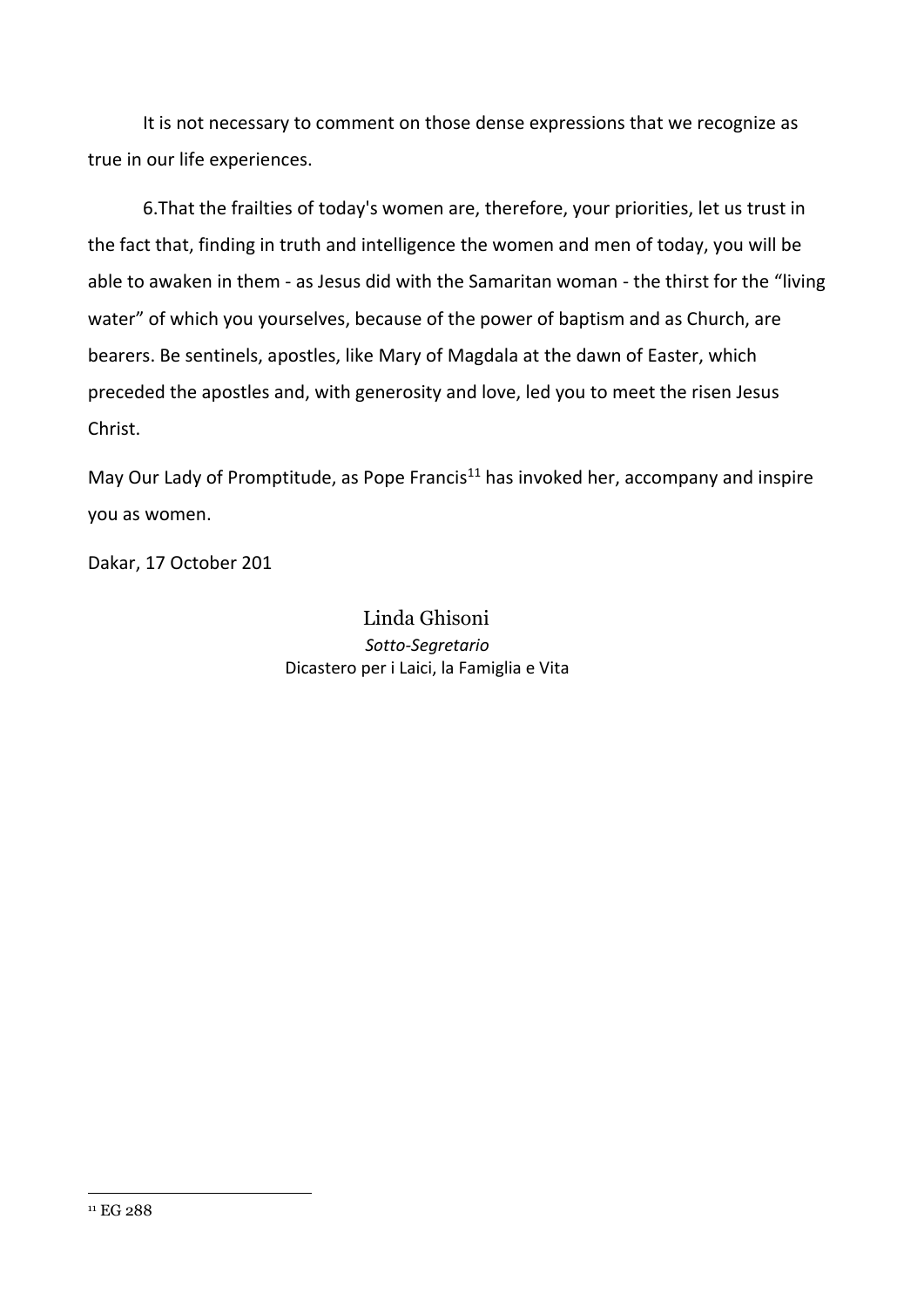It is not necessary to comment on those dense expressions that we recognize as true in our life experiences.

6.That the frailties of today's women are, therefore, your priorities, let us trust in the fact that, finding in truth and intelligence the women and men of today, you will be able to awaken in them - as Jesus did with the Samaritan woman - the thirst for the "living water" of which you yourselves, because of the power of baptism and as Church, are bearers. Be sentinels, apostles, like Mary of Magdala at the dawn of Easter, which preceded the apostles and, with generosity and love, led you to meet the risen Jesus Christ.

May Our Lady of Promptitude, as Pope Francis[11] has invoked her, accompany and inspire you as women.

Dakar, 17 October 201

Linda Ghisoni
*Sotto-Segretario*
Dicastero per i Laici, la Famiglia e Vita

---

[11] EG 288